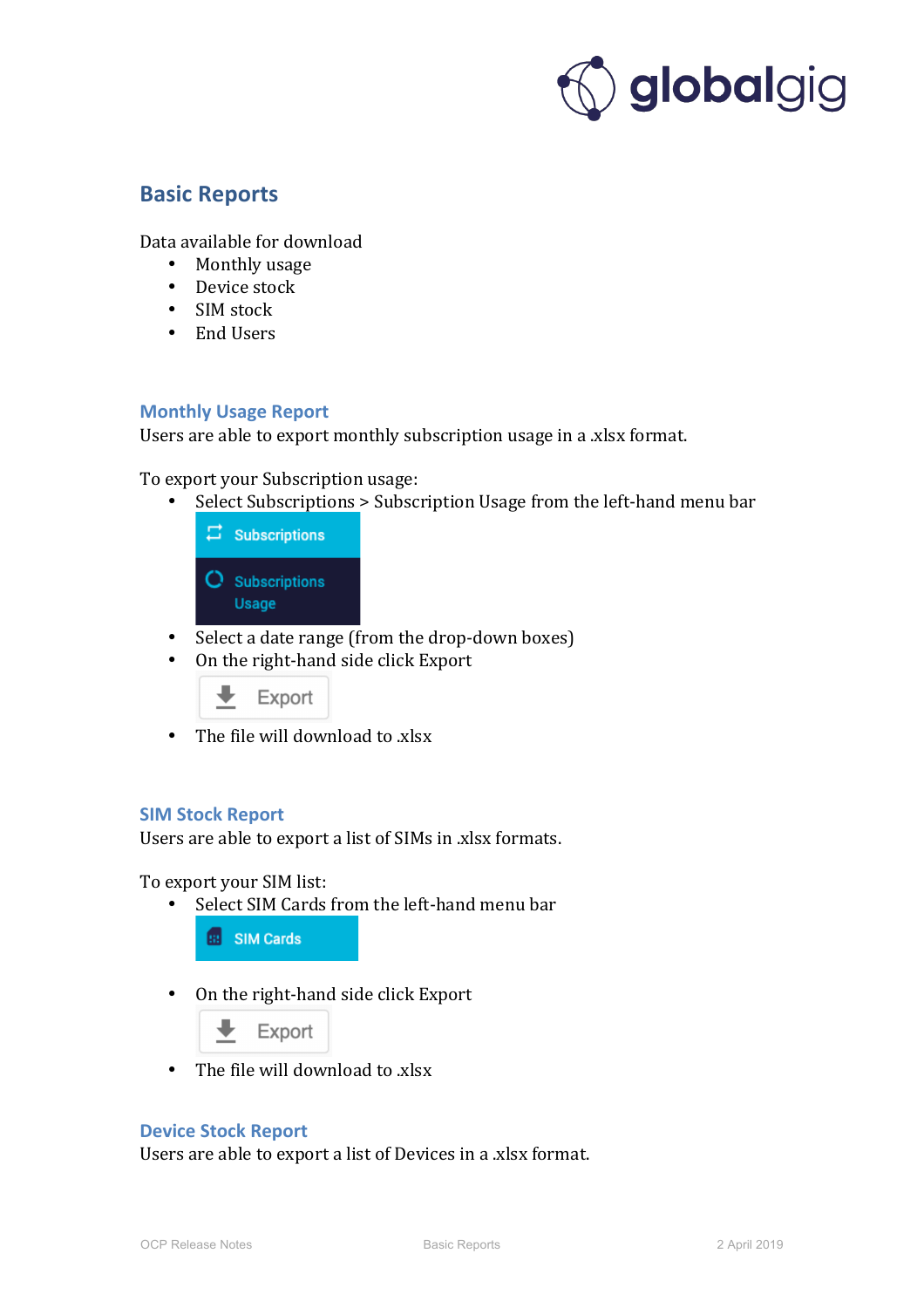## Basic Reports

Data available for download

- Monthly usage
- Device stock
- SIM stock
- End Users

### Monthly Usage Report

Users are able to export monthly subscription usage in a .xlsx format.

To export your Subscription usage:

- Select Subscriptions > Subscription Usage from the left-hand menu bar
- Select a date range (from the drop-down boxes)
- On the right-hand side click Export
- The file will download to .xlsx

### SIM Stock Report

Users are able to export a list of SIMs in .xlsx formats.

To export your SIM list:

- Select SIM Cards from the left-hand menu bar
- On the right-hand side click Export
- The file will download to .xlsx

### Device Stock Report

Users are able to export a list of Devices in a .xlsx format.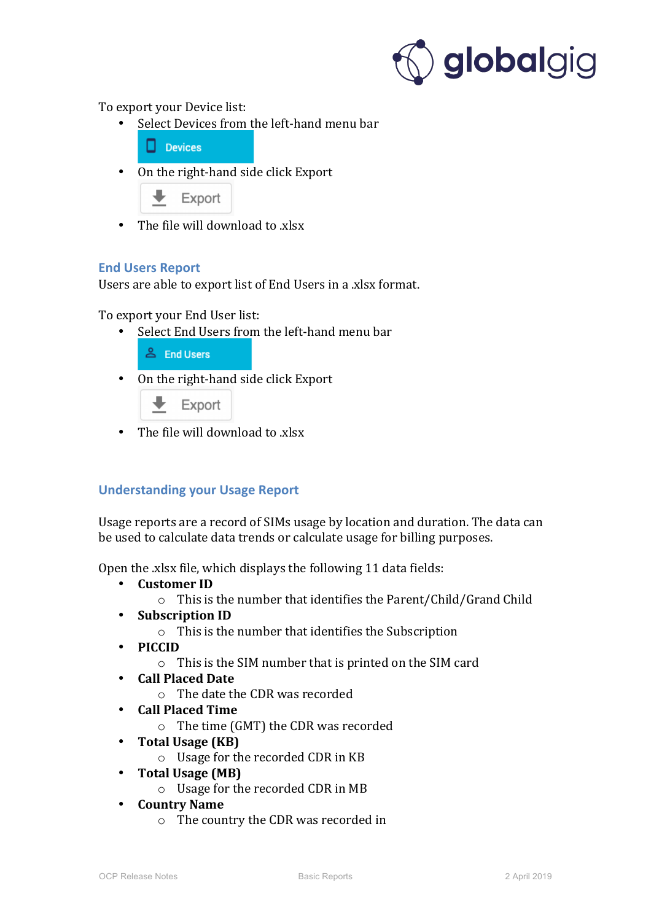To export your Device list:

- Select Devices from the left-hand menu bar
- On the right-hand side click Export
- The file will download to .xlsx

## End Users Report

Users are able to export list of End Users in a .xlsx format.

To export your End User list:

- Select End Users from the left-hand menu bar
- On the right-hand side click Export
- The file will download to .xlsx

## Understanding your Usage Report

Usage reports are a record of SIMs usage by location and duration. The data can be used to calculate data trends or calculate usage for billing purposes.

Open the .xlsx file, which displays the following 11 data fields:

- **Customer ID**
  - This is the number that identifies the Parent/Child/Grand Child
- **Subscription ID**
  - This is the number that identifies the Subscription
- **PICCID**
  - This is the SIM number that is printed on the SIM card
- **Call Placed Date**
  - The date the CDR was recorded
- **Call Placed Time**
  - The time (GMT) the CDR was recorded
- **Total Usage (KB)**
  - Usage for the recorded CDR in KB
- **Total Usage (MB)**
  - Usage for the recorded CDR in MB
- **Country Name**
  - The country the CDR was recorded in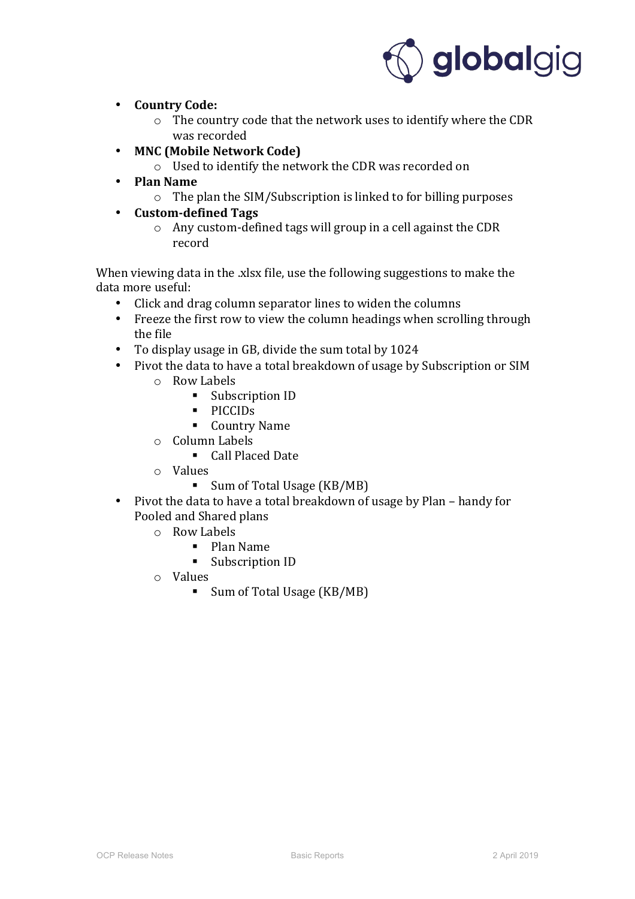- **Country Code:**
  - The country code that the network uses to identify where the CDR was recorded
- **MNC (Mobile Network Code)**
  - Used to identify the network the CDR was recorded on
- **Plan Name**
  - The plan the SIM/Subscription is linked to for billing purposes
- **Custom-defined Tags**
  - Any custom-defined tags will group in a cell against the CDR record

When viewing data in the .xlsx file, use the following suggestions to make the data more useful:

- Click and drag column separator lines to widen the columns
- Freeze the first row to view the column headings when scrolling through the file
- To display usage in GB, divide the sum total by 1024
- Pivot the data to have a total breakdown of usage by Subscription or SIM
  - Row Labels
    - Subscription ID
    - PICCIDs
    - Country Name
  - Column Labels
    - Call Placed Date
  - Values
    - Sum of Total Usage (KB/MB)
- Pivot the data to have a total breakdown of usage by Plan – handy for Pooled and Shared plans
  - Row Labels
    - Plan Name
    - Subscription ID
  - Values
    - Sum of Total Usage (KB/MB)